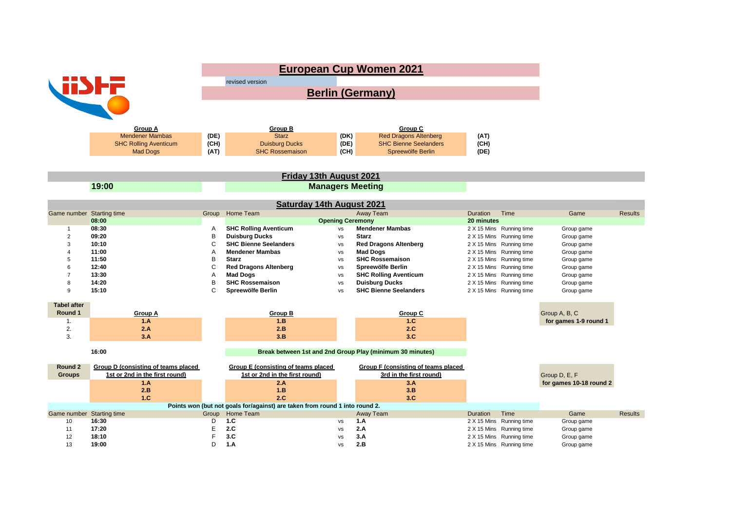# European Cup Women 2021

revised version

## Berlin (Germany)

| Group A | | Group B | | Group C | |
|---|---|---|---|---|---|
| Mendener Mambas | (DE) | Starz | (DK) | Red Dragons Altenberg | (AT) |
| SHC Rolling Aventicum | (CH) | Duisburg Ducks | (DE) | SHC Bienne Seelanders | (CH) |
| Mad Dogs | (AT) | SHC Rossemaison | (CH) | Spreewölfe Berlin | (DE) |

## Friday 13th August 2021

**19:00** — **Managers Meeting**

## Saturday 14th August 2021

| Game number | Starting time | Group | Home Team | | Away Team | Duration | Time | Game | Results |
|---|---|---|---|---|---|---|---|---|---|
| | **08:00** | | **Opening Ceremony** | | | **20 minutes** | | | |
| 1 | **08:30** | A | **SHC Rolling Aventicum** | vs | **Mendener Mambas** | 2 X 15 Mins | Running time | Group game | |
| 2 | **09:20** | B | **Duisburg Ducks** | vs | **Starz** | 2 X 15 Mins | Running time | Group game | |
| 3 | **10:10** | C | **SHC Bienne Seelanders** | vs | **Red Dragons Altenberg** | 2 X 15 Mins | Running time | Group game | |
| 4 | **11:00** | A | **Mendener Mambas** | vs | **Mad Dogs** | 2 X 15 Mins | Running time | Group game | |
| 5 | **11:50** | B | **Starz** | vs | **SHC Rossemaison** | 2 X 15 Mins | Running time | Group game | |
| 6 | **12:40** | C | **Red Dragons Altenberg** | vs | **Spreewölfe Berlin** | 2 X 15 Mins | Running time | Group game | |
| 7 | **13:30** | A | **Mad Dogs** | vs | **SHC Rolling Aventicum** | 2 X 15 Mins | Running time | Group game | |
| 8 | **14:20** | B | **SHC Rossemaison** | vs | **Duisburg Ducks** | 2 X 15 Mins | Running time | Group game | |
| 9 | **15:10** | C | **Spreewölfe Berlin** | vs | **SHC Bienne Seelanders** | 2 X 15 Mins | Running time | Group game | |

| Tabel after Round 1 | Group A | Group B | Group C | |
|---|---|---|---|---|
| 1. | **1.A** | **1.B** | **1.C** | Group A, B, C **for games 1-9 round 1** |
| 2. | **2.A** | **2.B** | **2.C** | |
| 3. | **3.A** | **3.B** | **3.C** | |

**16:00** — **Break between 1st and 2nd Group Play (minimum 30 minutes)**

| Round 2 Groups | Group D (consisting of teams placed 1st or 2nd in the first round) | Group E (consisting of teams placed 1st or 2nd in the first round) | Group F (consisting of teams placed 3rd in the first round) | |
|---|---|---|---|---|
| | **1.A** | **2.A** | **3.A** | Group D, E, F **for games 10-18 round 2** |
| | **2.B** | **1.B** | **3.B** | |
| | **1.C** | **2.C** | **3.C** | |

**Points won (but not goals for/against) are taken from round 1 into round 2.**

| Game number | Starting time | Group | Home Team | | Away Team | Duration | Time | Game | Results |
|---|---|---|---|---|---|---|---|---|---|
| 10 | **16:30** | D | **1.C** | vs | **1.A** | 2 X 15 Mins | Running time | Group game | |
| 11 | **17:20** | E | **2.C** | vs | **2.A** | 2 X 15 Mins | Running time | Group game | |
| 12 | **18:10** | F | **3.C** | vs | **3.A** | 2 X 15 Mins | Running time | Group game | |
| 13 | **19:00** | D | **1.A** | vs | **2.B** | 2 X 15 Mins | Running time | Group game | |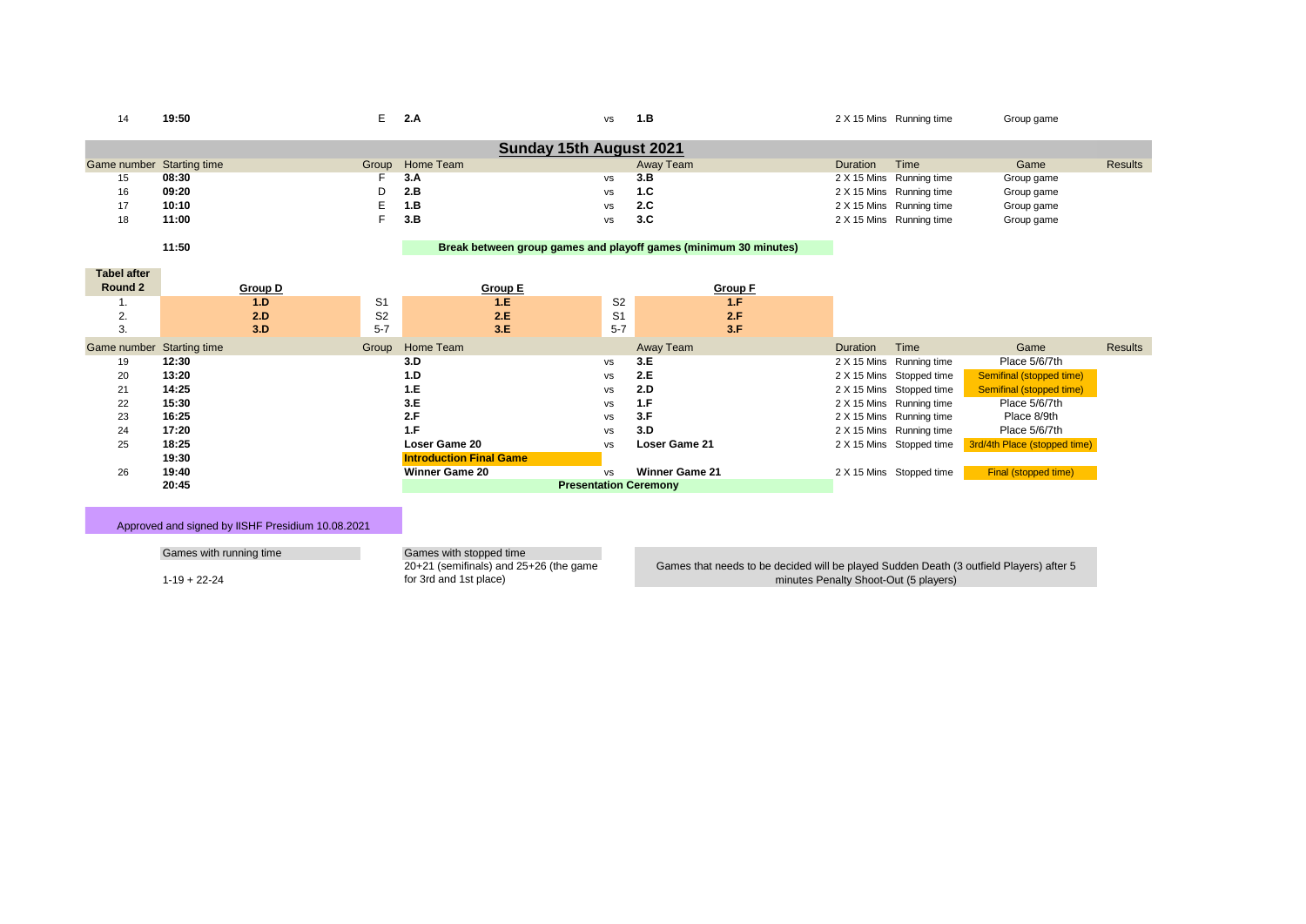| | | | | | | | | | | |
|---|---|---|---|---|---|---|---|---|---|---|
| 14 | 19:50 | E | 2.A | vs | 1.B | 2 X 15 Mins | Running time | Group game | |

## Sunday 15th August 2021

| Game number | Starting time | Group | Home Team | | Away Team | Duration | Time | Game | Results |
|---|---|---|---|---|---|---|---|---|---|
| 15 | 08:30 | F | 3.A | vs | 3.B | 2 X 15 Mins | Running time | Group game | |
| 16 | 09:20 | D | 2.B | vs | 1.C | 2 X 15 Mins | Running time | Group game | |
| 17 | 10:10 | E | 1.B | vs | 2.C | 2 X 15 Mins | Running time | Group game | |
| 18 | 11:00 | F | 3.B | vs | 3.C | 2 X 15 Mins | Running time | Group game | |
| | 11:50 | | **Break between group games and playoff games (minimum 30 minutes)** | | | | | | |

| Tabel after Round 2 | Group D | | Group E | | Group F |
|---|---|---|---|---|---|
| 1. | 1.D | S1 | 1.E | S2 | 1.F |
| 2. | 2.D | S2 | 2.E | S1 | 2.F |
| 3. | 3.D | 5-7 | 3.E | 5-7 | 3.F |

| Game number | Starting time | Group | Home Team | | Away Team | Duration | Time | Game | Results |
|---|---|---|---|---|---|---|---|---|---|
| 19 | 12:30 | | 3.D | vs | 3.E | 2 X 15 Mins | Running time | Place 5/6/7th | |
| 20 | 13:20 | | 1.D | vs | 2.E | 2 X 15 Mins | Stopped time | Semifinal (stopped time) | |
| 21 | 14:25 | | 1.E | vs | 2.D | 2 X 15 Mins | Stopped time | Semifinal (stopped time) | |
| 22 | 15:30 | | 3.E | vs | 1.F | 2 X 15 Mins | Running time | Place 5/6/7th | |
| 23 | 16:25 | | 2.F | vs | 3.F | 2 X 15 Mins | Running time | Place 8/9th | |
| 24 | 17:20 | | 1.F | vs | 3.D | 2 X 15 Mins | Running time | Place 5/6/7th | |
| 25 | 18:25 | | Loser Game 20 | vs | Loser Game 21 | 2 X 15 Mins | Stopped time | 3rd/4th Place (stopped time) | |
| | 19:30 | | **Introduction Final Game** | | | | | | |
| 26 | 19:40 | | Winner Game 20 | vs | Winner Game 21 | 2 X 15 Mins | Stopped time | Final (stopped time) | |
| | 20:45 | | **Presentation Ceremony** | | | | | | |

Approved and signed by IISHF Presidium 10.08.2021

Games with running time

1-19 + 22-24

Games with stopped time

20+21 (semifinals) and 25+26 (the game for 3rd and 1st place)

Games that needs to be decided will be played Sudden Death (3 outfield Players) after 5 minutes Penalty Shoot-Out (5 players)